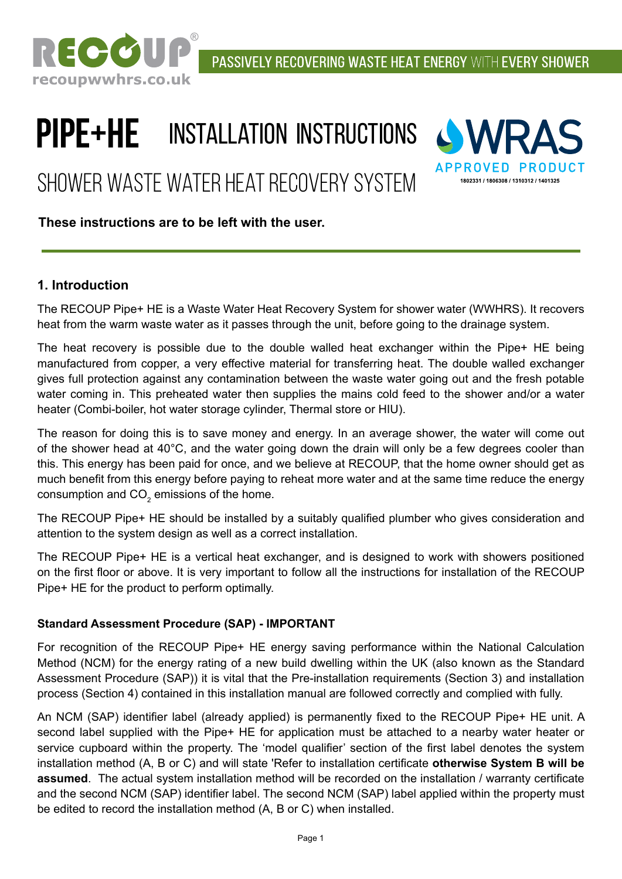RECOUP®

recoupwwhrs.co.uk

PASSIVELY RECOVERING WASTE HEAT ENERGY WITH EVERY SHOWER

# PIPE+HE INSTALLATION INSTRUCTIONS

## SHOWER WASTE WATER HEAT RECOVERY SYSTEM

WRAS APPROVED PRODUCT
1802331 / 1806308 / 1310312 / 1401325

**These instructions are to be left with the user.**

## 1. Introduction

The RECOUP Pipe+ HE is a Waste Water Heat Recovery System for shower water (WWHRS). It recovers heat from the warm waste water as it passes through the unit, before going to the drainage system.

The heat recovery is possible due to the double walled heat exchanger within the Pipe+ HE being manufactured from copper, a very effective material for transferring heat. The double walled exchanger gives full protection against any contamination between the waste water going out and the fresh potable water coming in. This preheated water then supplies the mains cold feed to the shower and/or a water heater (Combi-boiler, hot water storage cylinder, Thermal store or HIU).

The reason for doing this is to save money and energy. In an average shower, the water will come out of the shower head at 40°C, and the water going down the drain will only be a few degrees cooler than this. This energy has been paid for once, and we believe at RECOUP, that the home owner should get as much benefit from this energy before paying to reheat more water and at the same time reduce the energy consumption and $CO_2$ emissions of the home.

The RECOUP Pipe+ HE should be installed by a suitably qualified plumber who gives consideration and attention to the system design as well as a correct installation.

The RECOUP Pipe+ HE is a vertical heat exchanger, and is designed to work with showers positioned on the first floor or above. It is very important to follow all the instructions for installation of the RECOUP Pipe+ HE for the product to perform optimally.

### Standard Assessment Procedure (SAP) - IMPORTANT

For recognition of the RECOUP Pipe+ HE energy saving performance within the National Calculation Method (NCM) for the energy rating of a new build dwelling within the UK (also known as the Standard Assessment Procedure (SAP)) it is vital that the Pre-installation requirements (Section 3) and installation process (Section 4) contained in this installation manual are followed correctly and complied with fully.

An NCM (SAP) identifier label (already applied) is permanently fixed to the RECOUP Pipe+ HE unit. A second label supplied with the Pipe+ HE for application must be attached to a nearby water heater or service cupboard within the property. The 'model qualifier' section of the first label denotes the system installation method (A, B or C) and will state 'Refer to installation certificate **otherwise System B will be assumed**. The actual system installation method will be recorded on the installation / warranty certificate and the second NCM (SAP) identifier label. The second NCM (SAP) label applied within the property must be edited to record the installation method (A, B or C) when installed.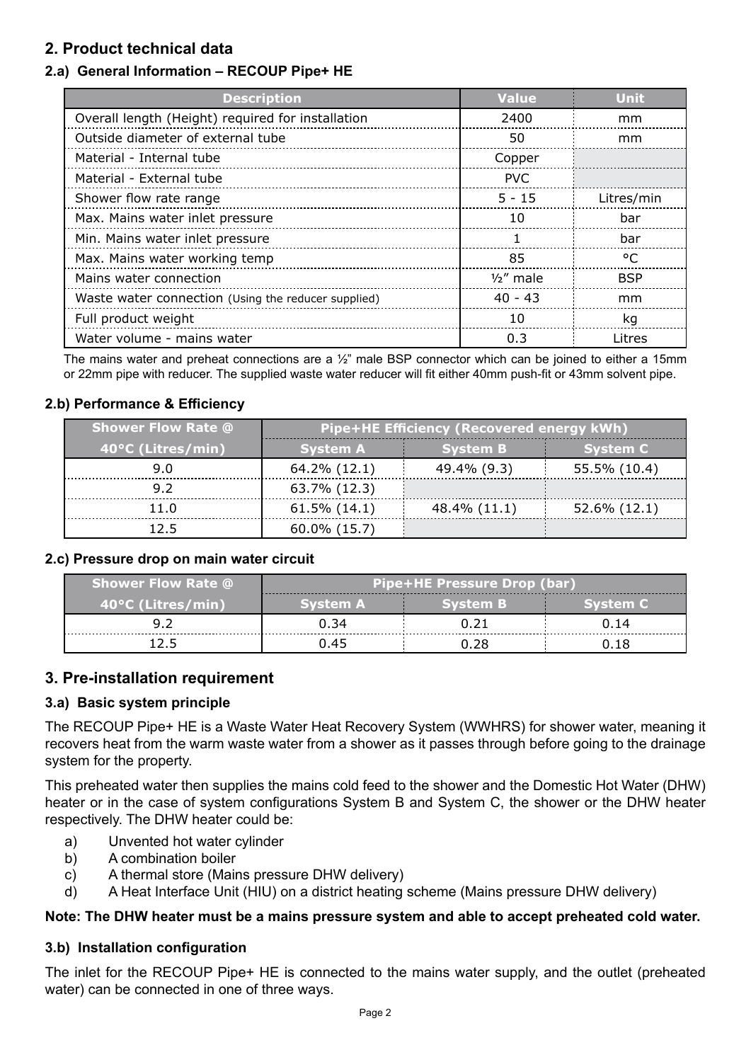## 2. Product technical data

### 2.a) General Information – RECOUP Pipe+ HE

| Description | Value | Unit |
|---|---|---|
| Overall length (Height) required for installation | 2400 | mm |
| Outside diameter of external tube | 50 | mm |
| Material - Internal tube | Copper | |
| Material - External tube | PVC | |
| Shower flow rate range | 5 - 15 | Litres/min |
| Max. Mains water inlet pressure | 10 | bar |
| Min. Mains water inlet pressure | 1 | bar |
| Max. Mains water working temp | 85 | °C |
| Mains water connection | ½" male | BSP |
| Waste water connection (Using the reducer supplied) | 40 - 43 | mm |
| Full product weight | 10 | kg |
| Water volume - mains water | 0.3 | Litres |

The mains water and preheat connections are a ½" male BSP connector which can be joined to either a 15mm or 22mm pipe with reducer. The supplied waste water reducer will fit either 40mm push-fit or 43mm solvent pipe.

### 2.b) Performance & Efficiency

| Shower Flow Rate @ 40°C (Litres/min) | Pipe+HE Efficiency (Recovered energy kWh) | | |
|---|---|---|---|
| | System A | System B | System C |
| 9.0 | 64.2% (12.1) | 49.4% (9.3) | 55.5% (10.4) |
| 9.2 | 63.7% (12.3) | | |
| 11.0 | 61.5% (14.1) | 48.4% (11.1) | 52.6% (12.1) |
| 12.5 | 60.0% (15.7) | | |

### 2.c) Pressure drop on main water circuit

| Shower Flow Rate @ 40°C (Litres/min) | Pipe+HE Pressure Drop (bar) | | |
|---|---|---|---|
| | System A | System B | System C |
| 9.2 | 0.34 | 0.21 | 0.14 |
| 12.5 | 0.45 | 0.28 | 0.18 |

## 3. Pre-installation requirement

### 3.a) Basic system principle

The RECOUP Pipe+ HE is a Waste Water Heat Recovery System (WWHRS) for shower water, meaning it recovers heat from the warm waste water from a shower as it passes through before going to the drainage system for the property.

This preheated water then supplies the mains cold feed to the shower and the Domestic Hot Water (DHW) heater or in the case of system configurations System B and System C, the shower or the DHW heater respectively. The DHW heater could be:

a) Unvented hot water cylinder
b) A combination boiler
c) A thermal store (Mains pressure DHW delivery)
d) A Heat Interface Unit (HIU) on a district heating scheme (Mains pressure DHW delivery)

**Note: The DHW heater must be a mains pressure system and able to accept preheated cold water.**

### 3.b) Installation configuration

The inlet for the RECOUP Pipe+ HE is connected to the mains water supply, and the outlet (preheated water) can be connected in one of three ways.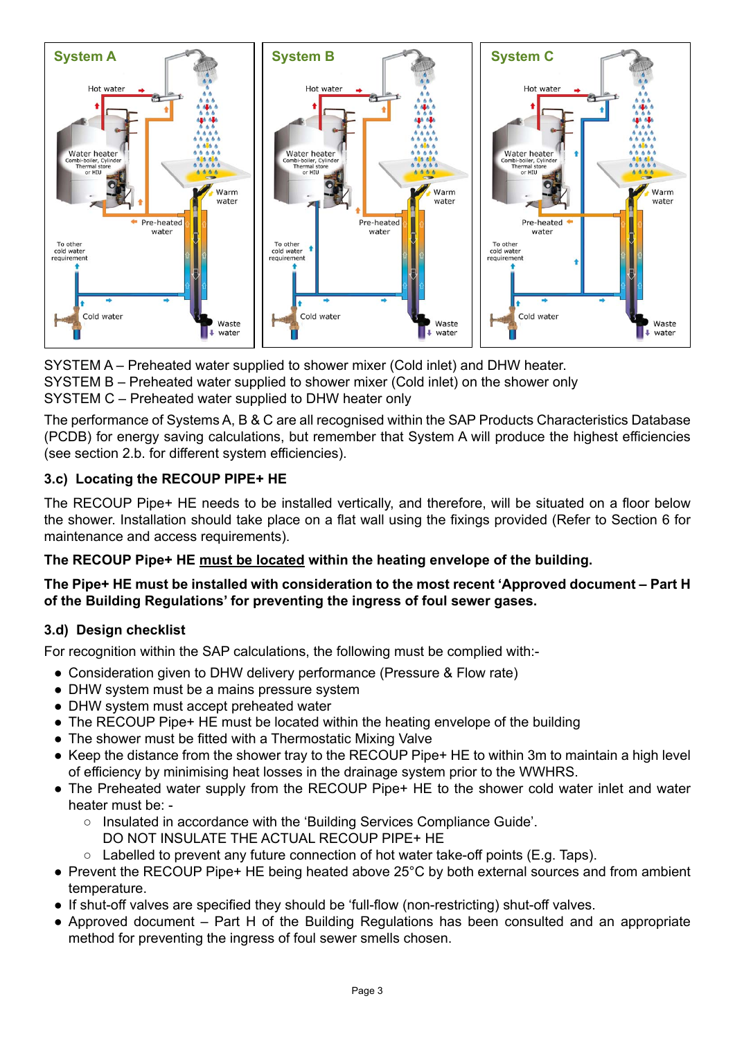SYSTEM A – Preheated water supplied to shower mixer (Cold inlet) and DHW heater.
SYSTEM B – Preheated water supplied to shower mixer (Cold inlet) on the shower only
SYSTEM C – Preheated water supplied to DHW heater only

The performance of Systems A, B & C are all recognised within the SAP Products Characteristics Database (PCDB) for energy saving calculations, but remember that System A will produce the highest efficiencies (see section 2.b. for different system efficiencies).

### 3.c) Locating the RECOUP PIPE+ HE

The RECOUP Pipe+ HE needs to be installed vertically, and therefore, will be situated on a floor below the shower. Installation should take place on a flat wall using the fixings provided (Refer to Section 6 for maintenance and access requirements).

**The RECOUP Pipe+ HE must be located within the heating envelope of the building.**

**The Pipe+ HE must be installed with consideration to the most recent 'Approved document – Part H of the Building Regulations' for preventing the ingress of foul sewer gases.**

### 3.d) Design checklist

For recognition within the SAP calculations, the following must be complied with:-

- Consideration given to DHW delivery performance (Pressure & Flow rate)
- DHW system must be a mains pressure system
- DHW system must accept preheated water
- The RECOUP Pipe+ HE must be located within the heating envelope of the building
- The shower must be fitted with a Thermostatic Mixing Valve
- Keep the distance from the shower tray to the RECOUP Pipe+ HE to within 3m to maintain a high level of efficiency by minimising heat losses in the drainage system prior to the WWHRS.
- The Preheated water supply from the RECOUP Pipe+ HE to the shower cold water inlet and water heater must be: -
  - Insulated in accordance with the 'Building Services Compliance Guide'. DO NOT INSULATE THE ACTUAL RECOUP PIPE+ HE
  - Labelled to prevent any future connection of hot water take-off points (E.g. Taps).
- Prevent the RECOUP Pipe+ HE being heated above 25°C by both external sources and from ambient temperature.
- If shut-off valves are specified they should be 'full-flow (non-restricting) shut-off valves.
- Approved document – Part H of the Building Regulations has been consulted and an appropriate method for preventing the ingress of foul sewer smells chosen.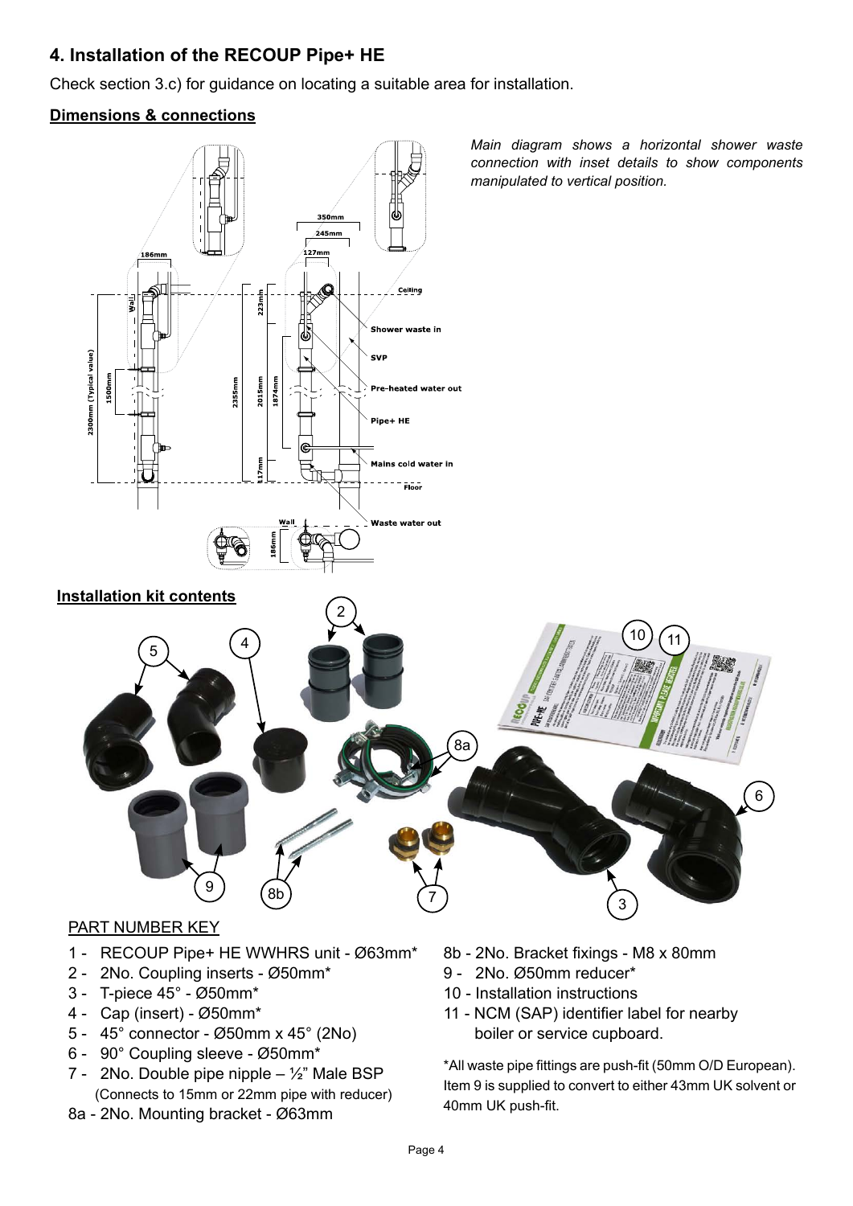## 4. Installation of the RECOUP Pipe+ HE

Check section 3.c) for guidance on locating a suitable area for installation.

### Dimensions & connections

*Main diagram shows a horizontal shower waste connection with inset details to show components manipulated to vertical position.*

### Installation kit contents

PART NUMBER KEY

1 - RECOUP Pipe+ HE WWHRS unit - Ø63mm*
2 - 2No. Coupling inserts - Ø50mm*
3 - T-piece 45° - Ø50mm*
4 - Cap (insert) - Ø50mm*
5 - 45° connector - Ø50mm x 45° (2No)
6 - 90° Coupling sleeve - Ø50mm*
7 - 2No. Double pipe nipple – ½" Male BSP (Connects to 15mm or 22mm pipe with reducer)
8a - 2No. Mounting bracket - Ø63mm
8b - 2No. Bracket fixings - M8 x 80mm
9 - 2No. Ø50mm reducer*
10 - Installation instructions
11 - NCM (SAP) identifier label for nearby boiler or service cupboard.

*All waste pipe fittings are push-fit (50mm O/D European). Item 9 is supplied to convert to either 43mm UK solvent or 40mm UK push-fit.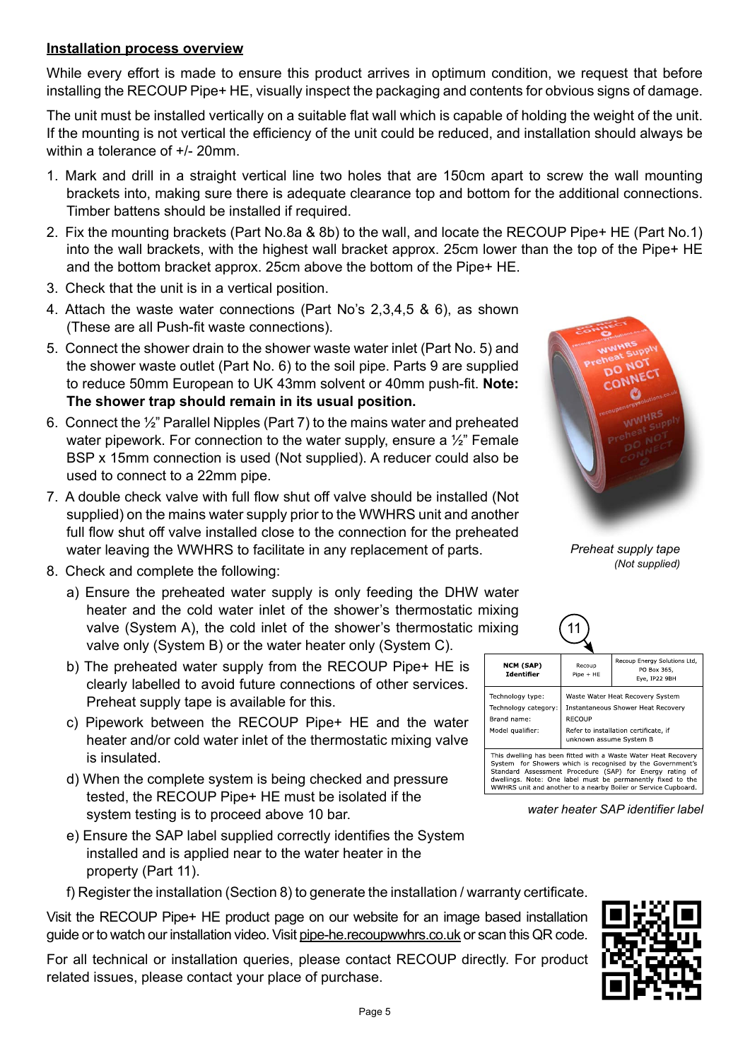**Installation process overview**

While every effort is made to ensure this product arrives in optimum condition, we request that before installing the RECOUP Pipe+ HE, visually inspect the packaging and contents for obvious signs of damage.

The unit must be installed vertically on a suitable flat wall which is capable of holding the weight of the unit. If the mounting is not vertical the efficiency of the unit could be reduced, and installation should always be within a tolerance of +/- 20mm.

1. Mark and drill in a straight vertical line two holes that are 150cm apart to screw the wall mounting brackets into, making sure there is adequate clearance top and bottom for the additional connections. Timber battens should be installed if required.
2. Fix the mounting brackets (Part No.8a & 8b) to the wall, and locate the RECOUP Pipe+ HE (Part No.1) into the wall brackets, with the highest wall bracket approx. 25cm lower than the top of the Pipe+ HE and the bottom bracket approx. 25cm above the bottom of the Pipe+ HE.
3. Check that the unit is in a vertical position.
4. Attach the waste water connections (Part No's 2,3,4,5 & 6), as shown (These are all Push-fit waste connections).
5. Connect the shower drain to the shower waste water inlet (Part No. 5) and the shower waste outlet (Part No. 6) to the soil pipe. Parts 9 are supplied to reduce 50mm European to UK 43mm solvent or 40mm push-fit. **Note: The shower trap should remain in its usual position.**
6. Connect the ½" Parallel Nipples (Part 7) to the mains water and preheated water pipework. For connection to the water supply, ensure a ½" Female BSP x 15mm connection is used (Not supplied). A reducer could also be used to connect to a 22mm pipe.
7. A double check valve with full flow shut off valve should be installed (Not supplied) on the mains water supply prior to the WWHRS unit and another full flow shut off valve installed close to the connection for the preheated water leaving the WWHRS to facilitate in any replacement of parts.
8. Check and complete the following:
   a) Ensure the preheated water supply is only feeding the DHW water heater and the cold water inlet of the shower's thermostatic mixing valve (System A), the cold inlet of the shower's thermostatic mixing valve only (System B) or the water heater only (System C).
   b) The preheated water supply from the RECOUP Pipe+ HE is clearly labelled to avoid future connections of other services. Preheat supply tape is available for this.
   c) Pipework between the RECOUP Pipe+ HE and the water heater and/or cold water inlet of the thermostatic mixing valve is insulated.
   d) When the complete system is being checked and pressure tested, the RECOUP Pipe+ HE must be isolated if the system testing is to proceed above 10 bar.
   e) Ensure the SAP label supplied correctly identifies the System installed and is applied near to the water heater in the property (Part 11).
   f) Register the installation (Section 8) to generate the installation / warranty certificate.

*Preheat supply tape (Not supplied)*

11

| NCM (SAP) Identifier | Recoup Pipe + HE | Recoup Energy Solutions Ltd, PO Box 365, Eye, IP22 9BH |
|---|---|---|
| Technology type: | Waste Water Heat Recovery System | |
| Technology category: | Instantaneous Shower Heat Recovery | |
| Brand name: | RECOUP | |
| Model qualifier: | Refer to installation certificate, if unknown assume System B | |
| This dwelling has been fitted with a Waste Water Heat Recovery System for Showers which is recognised by the Government's Standard Assessment Procedure (SAP) for Energy rating of dwellings. Note: One label must be permanently fixed to the WWHRS unit and another to a nearby Boiler or Service Cupboard. | | |

*water heater SAP identifier label*

Visit the RECOUP Pipe+ HE product page on our website for an image based installation guide or to watch our installation video. Visit pipe-he.recoupwwhrs.co.uk or scan this QR code.

For all technical or installation queries, please contact RECOUP directly. For product related issues, please contact your place of purchase.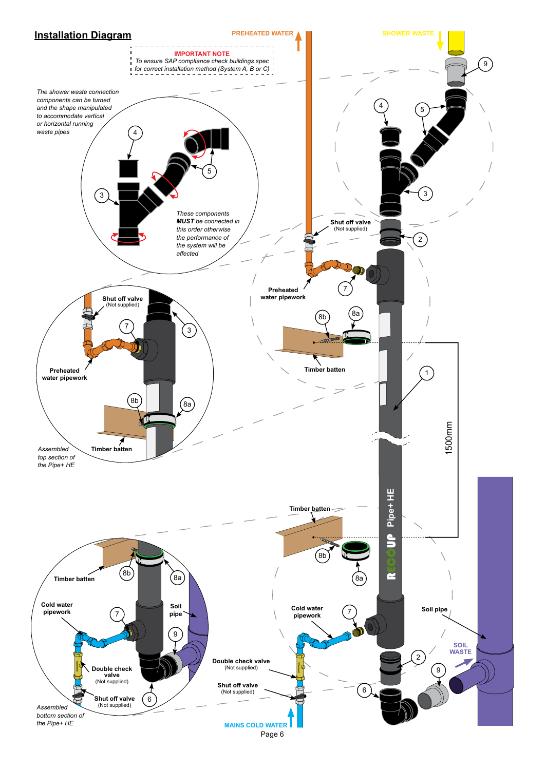## Installation Diagram

**IMPORTANT NOTE**
*To ensure SAP compliance check buildings spec for correct installation method (System A, B or C)*

PREHEATED WATER

SHOWER WASTE

*The shower waste connection components can be turned and the shape manipulated to accommodate vertical or horizontal running waste pipes*

*These components **MUST** be connected in this order otherwise the performance of the system will be affected*

Shut off valve (Not supplied)

Preheated water pipework

Timber batten

1500mm

*Assembled top section of the Pipe+ HE*

Pipe+ HE

Timber batten

Cold water pipework

Soil pipe

SOIL WASTE

Double check valve (Not supplied)

Shut off valve (Not supplied)

MAINS COLD WATER

*Assembled bottom section of the Pipe+ HE*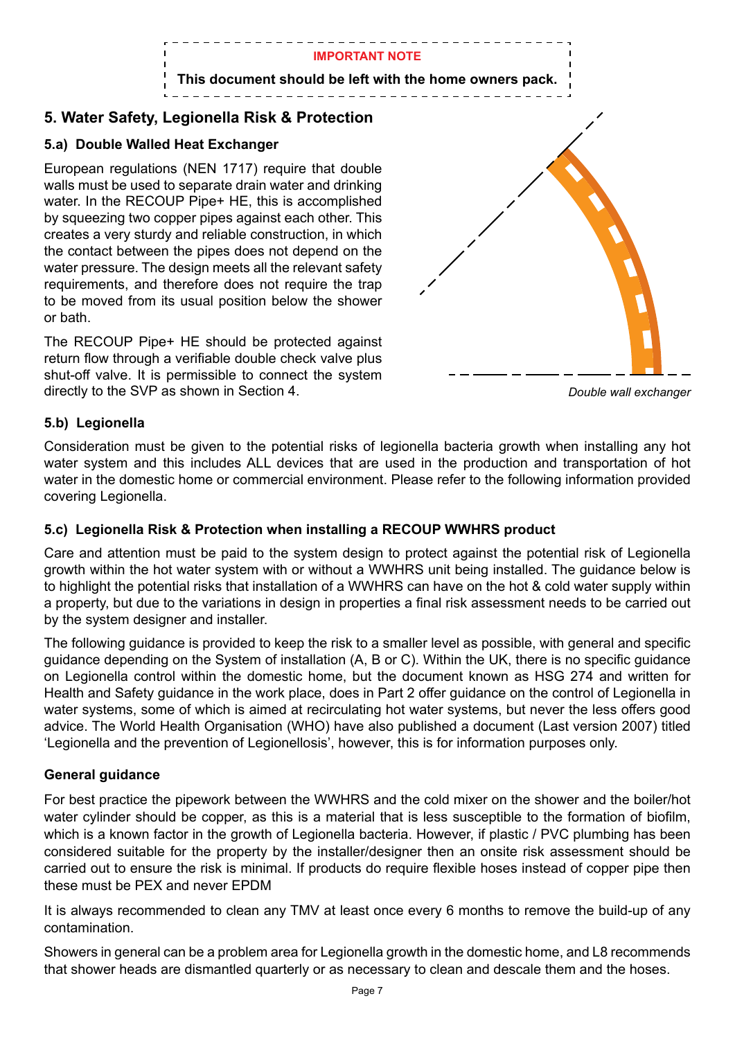**IMPORTANT NOTE**

**This document should be left with the home owners pack.**

## 5. Water Safety, Legionella Risk & Protection

### 5.a) Double Walled Heat Exchanger

European regulations (NEN 1717) require that double walls must be used to separate drain water and drinking water. In the RECOUP Pipe+ HE, this is accomplished by squeezing two copper pipes against each other. This creates a very sturdy and reliable construction, in which the contact between the pipes does not depend on the water pressure. The design meets all the relevant safety requirements, and therefore does not require the trap to be moved from its usual position below the shower or bath.

The RECOUP Pipe+ HE should be protected against return flow through a verifiable double check valve plus shut-off valve. It is permissible to connect the system directly to the SVP as shown in Section 4.

*Double wall exchanger*

### 5.b) Legionella

Consideration must be given to the potential risks of legionella bacteria growth when installing any hot water system and this includes ALL devices that are used in the production and transportation of hot water in the domestic home or commercial environment. Please refer to the following information provided covering Legionella.

### 5.c) Legionella Risk & Protection when installing a RECOUP WWHRS product

Care and attention must be paid to the system design to protect against the potential risk of Legionella growth within the hot water system with or without a WWHRS unit being installed. The guidance below is to highlight the potential risks that installation of a WWHRS can have on the hot & cold water supply within a property, but due to the variations in design in properties a final risk assessment needs to be carried out by the system designer and installer.

The following guidance is provided to keep the risk to a smaller level as possible, with general and specific guidance depending on the System of installation (A, B or C). Within the UK, there is no specific guidance on Legionella control within the domestic home, but the document known as HSG 274 and written for Health and Safety guidance in the work place, does in Part 2 offer guidance on the control of Legionella in water systems, some of which is aimed at recirculating hot water systems, but never the less offers good advice. The World Health Organisation (WHO) have also published a document (Last version 2007) titled 'Legionella and the prevention of Legionellosis', however, this is for information purposes only.

#### General guidance

For best practice the pipework between the WWHRS and the cold mixer on the shower and the boiler/hot water cylinder should be copper, as this is a material that is less susceptible to the formation of biofilm, which is a known factor in the growth of Legionella bacteria. However, if plastic / PVC plumbing has been considered suitable for the property by the installer/designer then an onsite risk assessment should be carried out to ensure the risk is minimal. If products do require flexible hoses instead of copper pipe then these must be PEX and never EPDM

It is always recommended to clean any TMV at least once every 6 months to remove the build-up of any contamination.

Showers in general can be a problem area for Legionella growth in the domestic home, and L8 recommends that shower heads are dismantled quarterly or as necessary to clean and descale them and the hoses.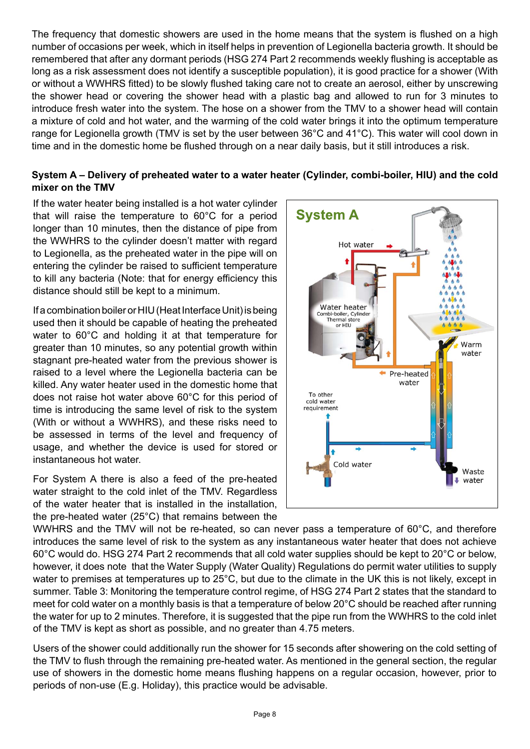The frequency that domestic showers are used in the home means that the system is flushed on a high number of occasions per week, which in itself helps in prevention of Legionella bacteria growth. It should be remembered that after any dormant periods (HSG 274 Part 2 recommends weekly flushing is acceptable as long as a risk assessment does not identify a susceptible population), it is good practice for a shower (With or without a WWHRS fitted) to be slowly flushed taking care not to create an aerosol, either by unscrewing the shower head or covering the shower head with a plastic bag and allowed to run for 3 minutes to introduce fresh water into the system. The hose on a shower from the TMV to a shower head will contain a mixture of cold and hot water, and the warming of the cold water brings it into the optimum temperature range for Legionella growth (TMV is set by the user between 36°C and 41°C). This water will cool down in time and in the domestic home be flushed through on a near daily basis, but it still introduces a risk.

**System A – Delivery of preheated water to a water heater (Cylinder, combi-boiler, HIU) and the cold mixer on the TMV**

If the water heater being installed is a hot water cylinder that will raise the temperature to 60°C for a period longer than 10 minutes, then the distance of pipe from the WWHRS to the cylinder doesn't matter with regard to Legionella, as the preheated water in the pipe will on entering the cylinder be raised to sufficient temperature to kill any bacteria (Note: that for energy efficiency this distance should still be kept to a minimum.

If a combination boiler or HIU (Heat Interface Unit) is being used then it should be capable of heating the preheated water to 60°C and holding it at that temperature for greater than 10 minutes, so any potential growth within stagnant pre-heated water from the previous shower is raised to a level where the Legionella bacteria can be killed. Any water heater used in the domestic home that does not raise hot water above 60°C for this period of time is introducing the same level of risk to the system (With or without a WWHRS), and these risks need to be assessed in terms of the level and frequency of usage, and whether the device is used for stored or instantaneous hot water.

**System A**

Hot water

Water heater
Combi-boiler, Cylinder
Thermal store
or HIU

Warm water

Pre-heated water

To other cold water requirement

Cold water

Waste water

For System A there is also a feed of the pre-heated water straight to the cold inlet of the TMV. Regardless of the water heater that is installed in the installation, the pre-heated water (25°C) that remains between the WWHRS and the TMV will not be re-heated, so can never pass a temperature of 60°C, and therefore introduces the same level of risk to the system as any instantaneous water heater that does not achieve 60°C would do. HSG 274 Part 2 recommends that all cold water supplies should be kept to 20°C or below, however, it does note that the Water Supply (Water Quality) Regulations do permit water utilities to supply water to premises at temperatures up to 25°C, but due to the climate in the UK this is not likely, except in summer. Table 3: Monitoring the temperature control regime, of HSG 274 Part 2 states that the standard to meet for cold water on a monthly basis is that a temperature of below 20°C should be reached after running the water for up to 2 minutes. Therefore, it is suggested that the pipe run from the WWHRS to the cold inlet of the TMV is kept as short as possible, and no greater than 4.75 meters.

Users of the shower could additionally run the shower for 15 seconds after showering on the cold setting of the TMV to flush through the remaining pre-heated water. As mentioned in the general section, the regular use of showers in the domestic home means flushing happens on a regular occasion, however, prior to periods of non-use (E.g. Holiday), this practice would be advisable.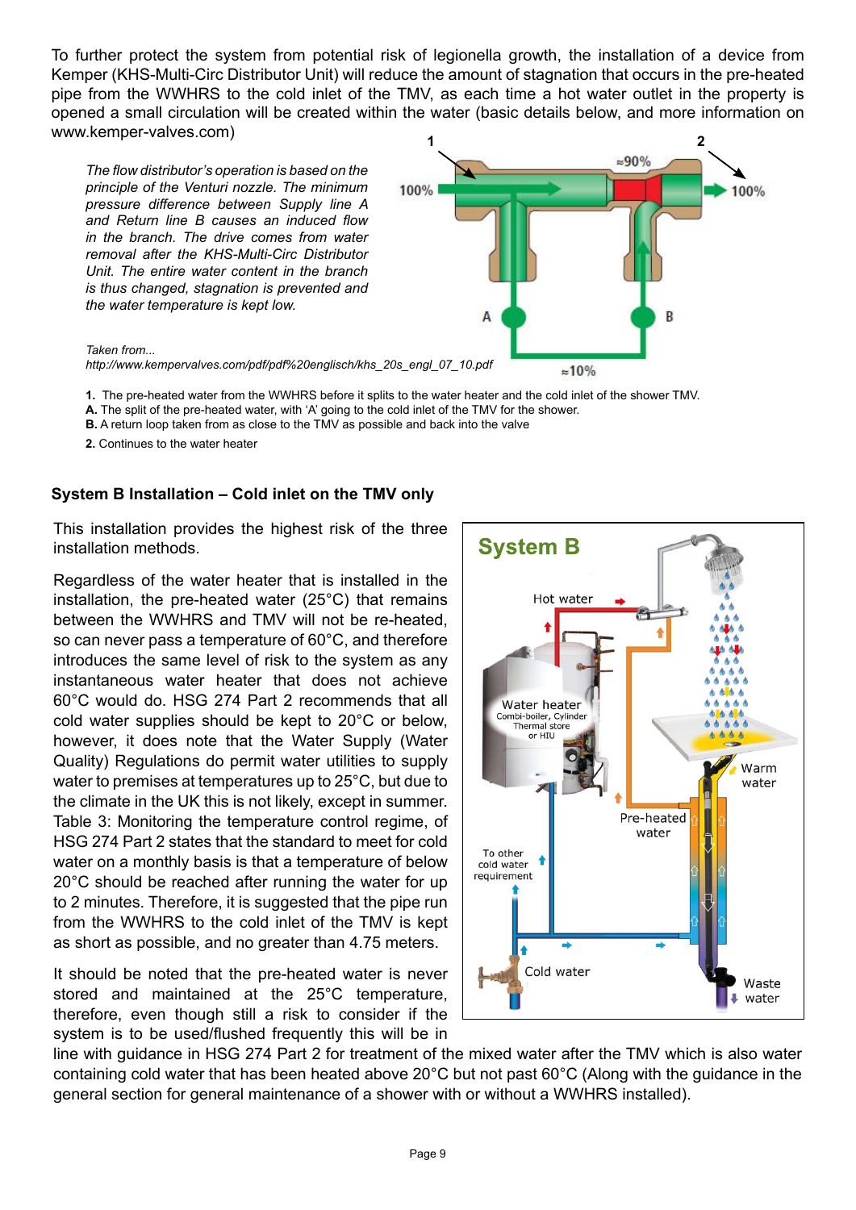To further protect the system from potential risk of legionella growth, the installation of a device from Kemper (KHS-Multi-Circ Distributor Unit) will reduce the amount of stagnation that occurs in the pre-heated pipe from the WWHRS to the cold inlet of the TMV, as each time a hot water outlet in the property is opened a small circulation will be created within the water (basic details below, and more information on www.kemper-valves.com)

*The flow distributor's operation is based on the principle of the Venturi nozzle. The minimum pressure difference between Supply line A and Return line B causes an induced flow in the branch. The drive comes from water removal after the KHS-Multi-Circ Distributor Unit. The entire water content in the branch is thus changed, stagnation is prevented and the water temperature is kept low.*

*Taken from...*
*http://www.kempervalves.com/pdf/pdf%20englisch/khs_20s_engl_07_10.pdf*

**1.** The pre-heated water from the WWHRS before it splits to the water heater and the cold inlet of the shower TMV.
**A.** The split of the pre-heated water, with 'A' going to the cold inlet of the TMV for the shower.
**B.** A return loop taken from as close to the TMV as possible and back into the valve
**2.** Continues to the water heater

### System B Installation – Cold inlet on the TMV only

This installation provides the highest risk of the three installation methods.

Regardless of the water heater that is installed in the installation, the pre-heated water (25°C) that remains between the WWHRS and TMV will not be re-heated, so can never pass a temperature of 60°C, and therefore introduces the same level of risk to the system as any instantaneous water heater that does not achieve 60°C would do. HSG 274 Part 2 recommends that all cold water supplies should be kept to 20°C or below, however, it does note that the Water Supply (Water Quality) Regulations do permit water utilities to supply water to premises at temperatures up to 25°C, but due to the climate in the UK this is not likely, except in summer. Table 3: Monitoring the temperature control regime, of HSG 274 Part 2 states that the standard to meet for cold water on a monthly basis is that a temperature of below 20°C should be reached after running the water for up to 2 minutes. Therefore, it is suggested that the pipe run from the WWHRS to the cold inlet of the TMV is kept as short as possible, and no greater than 4.75 meters.

It should be noted that the pre-heated water is never stored and maintained at the 25°C temperature, therefore, even though still a risk to consider if the system is to be used/flushed frequently this will be in line with guidance in HSG 274 Part 2 for treatment of the mixed water after the TMV which is also water containing cold water that has been heated above 20°C but not past 60°C (Along with the guidance in the general section for general maintenance of a shower with or without a WWHRS installed).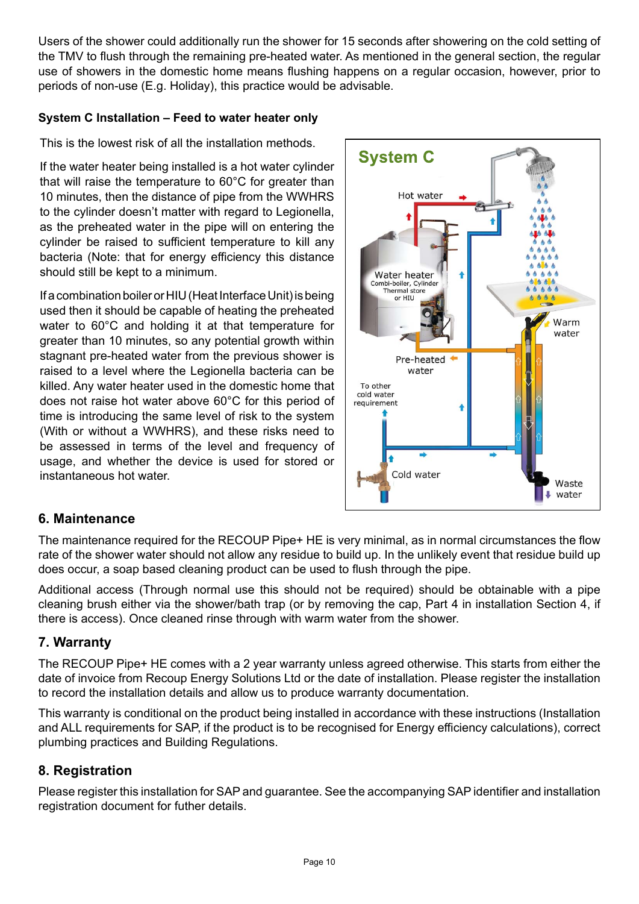Users of the shower could additionally run the shower for 15 seconds after showering on the cold setting of the TMV to flush through the remaining pre-heated water. As mentioned in the general section, the regular use of showers in the domestic home means flushing happens on a regular occasion, however, prior to periods of non-use (E.g. Holiday), this practice would be advisable.

**System C Installation – Feed to water heater only**

This is the lowest risk of all the installation methods.

If the water heater being installed is a hot water cylinder that will raise the temperature to 60°C for greater than 10 minutes, then the distance of pipe from the WWHRS to the cylinder doesn't matter with regard to Legionella, as the preheated water in the pipe will on entering the cylinder be raised to sufficient temperature to kill any bacteria (Note: that for energy efficiency this distance should still be kept to a minimum.

If a combination boiler or HIU (Heat Interface Unit) is being used then it should be capable of heating the preheated water to 60°C and holding it at that temperature for greater than 10 minutes, so any potential growth within stagnant pre-heated water from the previous shower is raised to a level where the Legionella bacteria can be killed. Any water heater used in the domestic home that does not raise hot water above 60°C for this period of time is introducing the same level of risk to the system (With or without a WWHRS), and these risks need to be assessed in terms of the level and frequency of usage, and whether the device is used for stored or instantaneous hot water.

## 6. Maintenance

The maintenance required for the RECOUP Pipe+ HE is very minimal, as in normal circumstances the flow rate of the shower water should not allow any residue to build up. In the unlikely event that residue build up does occur, a soap based cleaning product can be used to flush through the pipe.

Additional access (Through normal use this should not be required) should be obtainable with a pipe cleaning brush either via the shower/bath trap (or by removing the cap, Part 4 in installation Section 4, if there is access). Once cleaned rinse through with warm water from the shower.

## 7. Warranty

The RECOUP Pipe+ HE comes with a 2 year warranty unless agreed otherwise. This starts from either the date of invoice from Recoup Energy Solutions Ltd or the date of installation. Please register the installation to record the installation details and allow us to produce warranty documentation.

This warranty is conditional on the product being installed in accordance with these instructions (Installation and ALL requirements for SAP, if the product is to be recognised for Energy efficiency calculations), correct plumbing practices and Building Regulations.

## 8. Registration

Please register this installation for SAP and guarantee. See the accompanying SAP identifier and installation registration document for futher details.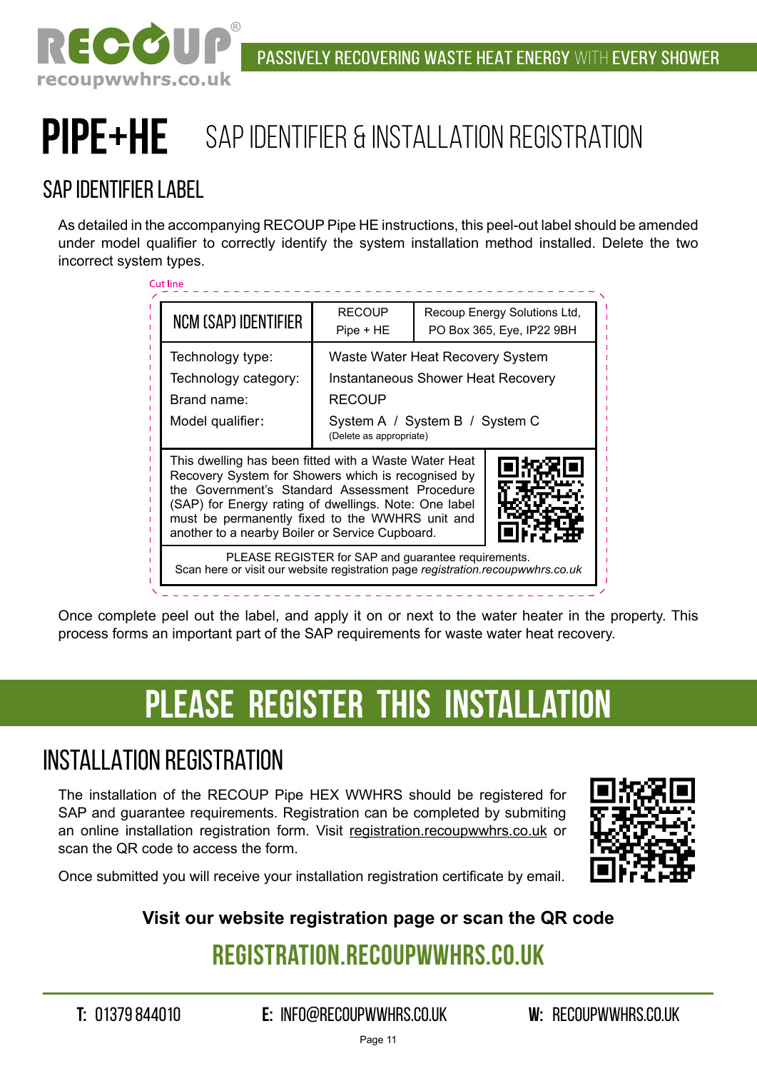PASSIVELY RECOVERING WASTE HEAT ENERGY WITH EVERY SHOWER

# PIPE+HE SAP IDENTIFIER & INSTALLATION REGISTRATION

## SAP IDENTIFIER LABEL

As detailed in the accompanying RECOUP Pipe HE instructions, this peel-out label should be amended under model qualifier to correctly identify the system installation method installed. Delete the two incorrect system types.

Cut line

| NCM (SAP) IDENTIFIER | RECOUP Pipe + HE | Recoup Energy Solutions Ltd, PO Box 365, Eye, IP22 9BH |
|---|---|---|
| Technology type: | Waste Water Heat Recovery System | |
| Technology category: | Instantaneous Shower Heat Recovery | |
| Brand name: | RECOUP | |
| Model qualifier: | System A / System B / System C (Delete as appropriate) | |

This dwelling has been fitted with a Waste Water Heat Recovery System for Showers which is recognised by the Government's Standard Assessment Procedure (SAP) for Energy rating of dwellings. Note: One label must be permanently fixed to the WWHRS unit and another to a nearby Boiler or Service Cupboard.

PLEASE REGISTER for SAP and guarantee requirements.
Scan here or visit our website registration page *registration.recoupwwhrs.co.uk*

Once complete peel out the label, and apply it on or next to the water heater in the property. This process forms an important part of the SAP requirements for waste water heat recovery.

# PLEASE REGISTER THIS INSTALLATION

## INSTALLATION REGISTRATION

The installation of the RECOUP Pipe HEX WWHRS should be registered for SAP and guarantee requirements. Registration can be completed by submiting an online installation registration form. Visit registration.recoupwwhrs.co.uk or scan the QR code to access the form.

Once submitted you will receive your installation registration certificate by email.

**Visit our website registration page or scan the QR code**

## REGISTRATION.RECOUPWWHRS.CO.UK

T: 01379 844010 E: INFO@RECOUPWWHRS.CO.UK W: RECOUPWWHRS.CO.UK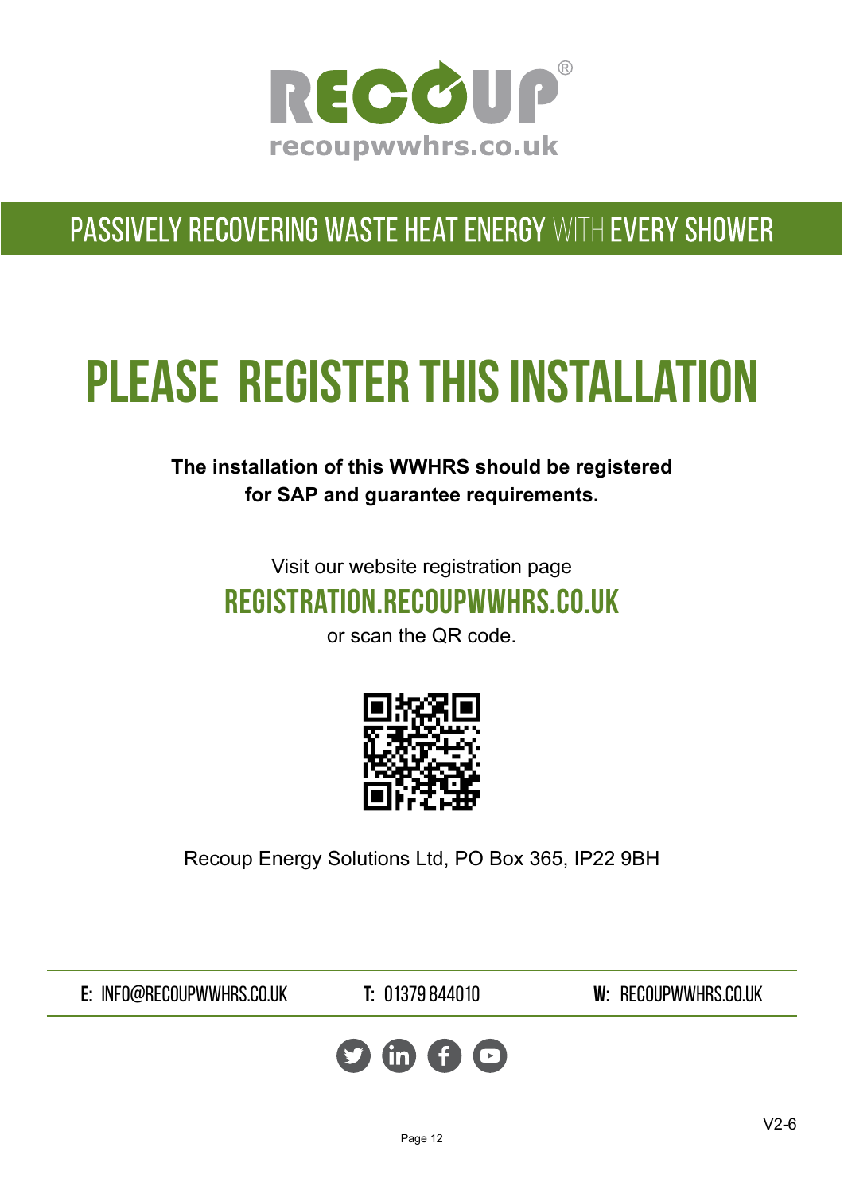RECOUP®

recoupwwhrs.co.uk

PASSIVELY RECOVERING WASTE HEAT ENERGY WITH EVERY SHOWER

# PLEASE REGISTER THIS INSTALLATION

**The installation of this WWHRS should be registered for SAP and guarantee requirements.**

Visit our website registration page

## REGISTRATION.RECOUPWWHRS.CO.UK

or scan the QR code.

Recoup Energy Solutions Ltd, PO Box 365, IP22 9BH

**E:** INFO@RECOUPWWHRS.CO.UK **T:** 01379 844010 **W:** RECOUPWWHRS.CO.UK

V2-6